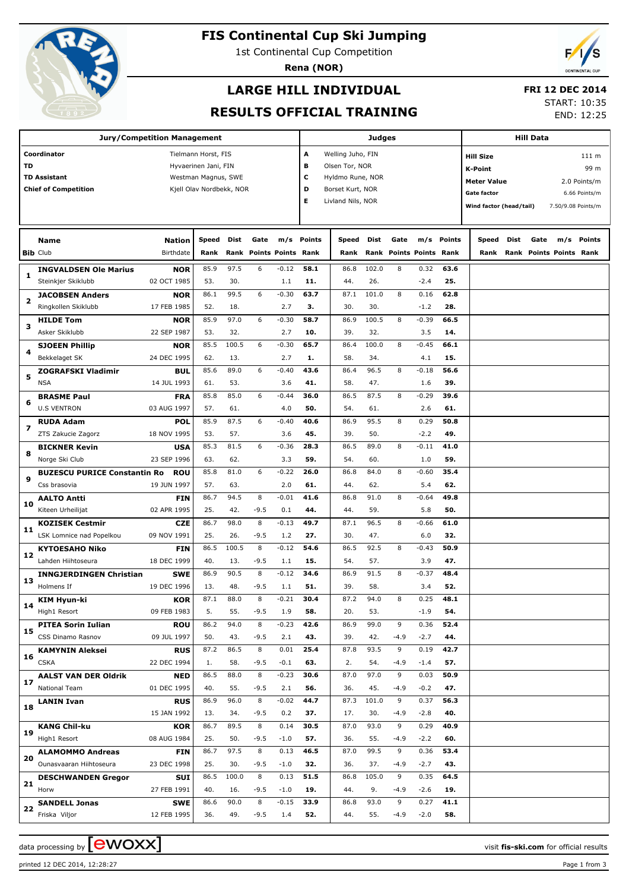# FIS Continental Cup Ski Jumping

1st Continental Cup Competition

**Rena (NOR)**

## LARGE HILL INDIVIDUAL

## RESULTS OFFICIAL TRAINING

**FRI 12 DEC 2014**

START: 10:35

END: 12:25

| Jury/Competition Management | | Judges | | Hill Data | |
|---|---|---|---|---|---|
| Coordinator | Tielmann Horst, FIS | A | Welling Juho, FIN | Hill Size | 111 m |
| TD | Hyvaerinen Jani, FIN | B | Olsen Tor, NOR | K-Point | 99 m |
| TD Assistant | Westman Magnus, SWE | C | Hyldmo Rune, NOR | Meter Value | 2.0 Points/m |
| Chief of Competition | Kjell Olav Nordbekk, NOR | D | Borset Kurt, NOR | Gate factor | 6.66 Points/m |
| | | E | Livland Nils, NOR | Wind factor (head/tail) | 7.50/9.08 Points/m |

| Bib | Name / Club | Nation / Birthdate | Speed / Rank | Dist / Rank | Gate / Points | m/s / Points | Points / Rank | Speed / Rank | Dist / Rank | Gate / Points | m/s / Points | Points / Rank | Speed / Rank | Dist / Rank | Gate / Points | m/s / Points | Points / Rank |
|---|---|---|---|---|---|---|---|---|---|---|---|---|---|---|---|---|---|
| 1 | **INGVALDSEN Ole Marius** | **NOR** | 85.9 | 97.5 | 6 | -0.12 | **58.1** | 86.8 | 102.0 | 8 | 0.32 | **63.6** | | | | | |
| | Steinkjer Skiklubb | 02 OCT 1985 | 53. | 30. | | 1.1 | **11.** | 44. | 26. | | -2.4 | **25.** | | | | | |
| 2 | **JACOBSEN Anders** | **NOR** | 86.1 | 99.5 | 6 | -0.30 | **63.7** | 87.1 | 101.0 | 8 | 0.16 | **62.8** | | | | | |
| | Ringkollen Skiklubb | 17 FEB 1985 | 52. | 18. | | 2.7 | **3.** | 30. | 30. | | -1.2 | **28.** | | | | | |
| 3 | **HILDE Tom** | **NOR** | 85.9 | 97.0 | 6 | -0.30 | **58.7** | 86.9 | 100.5 | 8 | -0.39 | **66.5** | | | | | |
| | Asker Skiklubb | 22 SEP 1987 | 53. | 32. | | 2.7 | **10.** | 39. | 32. | | 3.5 | **14.** | | | | | |
| 4 | **SJOEEN Phillip** | **NOR** | 85.5 | 100.5 | 6 | -0.30 | **65.7** | 86.4 | 100.0 | 8 | -0.45 | **66.1** | | | | | |
| | Bekkelaget SK | 24 DEC 1995 | 62. | 13. | | 2.7 | **1.** | 58. | 34. | | 4.1 | **15.** | | | | | |
| 5 | **ZOGRAFSKI Vladimir** | **BUL** | 85.6 | 89.0 | 6 | -0.40 | **43.6** | 86.4 | 96.5 | 8 | -0.18 | **56.6** | | | | | |
| | NSA | 14 JUL 1993 | 61. | 53. | | 3.6 | **41.** | 58. | 47. | | 1.6 | **39.** | | | | | |
| 6 | **BRASME Paul** | **FRA** | 85.8 | 85.0 | 6 | -0.44 | **36.0** | 86.5 | 87.5 | 8 | -0.29 | **39.6** | | | | | |
| | U.S VENTRON | 03 AUG 1997 | 57. | 61. | | 4.0 | **50.** | 54. | 61. | | 2.6 | **61.** | | | | | |
| 7 | **RUDA Adam** | **POL** | 85.9 | 87.5 | 6 | -0.40 | **40.6** | 86.9 | 95.5 | 8 | 0.29 | **50.8** | | | | | |
| | ZTS Zakucie Zagorz | 18 NOV 1995 | 53. | 57. | | 3.6 | **45.** | 39. | 50. | | -2.2 | **49.** | | | | | |
| 8 | **BICKNER Kevin** | **USA** | 85.3 | 81.5 | 6 | -0.36 | **28.3** | 86.5 | 89.0 | 8 | -0.11 | **41.0** | | | | | |
| | Norge Ski Club | 23 SEP 1996 | 63. | 62. | | 3.3 | **59.** | 54. | 60. | | 1.0 | **59.** | | | | | |
| 9 | **BUZESCU PURICE Constantin Ro** | **ROU** | 85.8 | 81.0 | 6 | -0.22 | **26.0** | 86.8 | 84.0 | 8 | -0.60 | **35.4** | | | | | |
| | Css brasovia | 19 JUN 1997 | 57. | 63. | | 2.0 | **61.** | 44. | 62. | | 5.4 | **62.** | | | | | |
| 10 | **AALTO Antti** | **FIN** | 86.7 | 94.5 | 8 | -0.01 | **41.6** | 86.8 | 91.0 | 8 | -0.64 | **49.8** | | | | | |
| | Kiteen Urheilijat | 02 APR 1995 | 25. | 42. | -9.5 | 0.1 | **44.** | 44. | 59. | | 5.8 | **50.** | | | | | |
| 11 | **KOZISEK Cestmir** | **CZE** | 86.7 | 98.0 | 8 | -0.13 | **49.7** | 87.1 | 96.5 | 8 | -0.66 | **61.0** | | | | | |
| | LSK Lomnice nad Popelkou | 09 NOV 1991 | 25. | 26. | -9.5 | 1.2 | **27.** | 30. | 47. | | 6.0 | **32.** | | | | | |
| 12 | **KYTOESAHO Niko** | **FIN** | 86.5 | 100.5 | 8 | -0.12 | **54.6** | 86.5 | 92.5 | 8 | -0.43 | **50.9** | | | | | |
| | Lahden Hiihtoseura | 18 DEC 1999 | 40. | 13. | -9.5 | 1.1 | **15.** | 54. | 57. | | 3.9 | **47.** | | | | | |
| 13 | **INNGJERDINGEN Christian** | **SWE** | 86.9 | 90.5 | 8 | -0.12 | **34.6** | 86.9 | 91.5 | 8 | -0.37 | **48.4** | | | | | |
| | Holmens If | 19 DEC 1996 | 13. | 48. | -9.5 | 1.1 | **51.** | 39. | 58. | | 3.4 | **52.** | | | | | |
| 14 | **KIM Hyun-ki** | **KOR** | 87.1 | 88.0 | 8 | -0.21 | **30.4** | 87.2 | 94.0 | 8 | 0.25 | **48.1** | | | | | |
| | High1 Resort | 09 FEB 1983 | 5. | 55. | -9.5 | 1.9 | **58.** | 20. | 53. | | -1.9 | **54.** | | | | | |
| 15 | **PITEA Sorin Iulian** | **ROU** | 86.2 | 94.0 | 8 | -0.23 | **42.6** | 86.9 | 99.0 | 9 | 0.36 | **52.4** | | | | | |
| | CSS Dinamo Rasnov | 09 JUL 1997 | 50. | 43. | -9.5 | 2.1 | **43.** | 39. | 42. | -4.9 | -2.7 | **44.** | | | | | |
| 16 | **KAMYNIN Aleksei** | **RUS** | 87.2 | 86.5 | 8 | 0.01 | **25.4** | 87.8 | 93.5 | 9 | 0.19 | **42.7** | | | | | |
| | CSKA | 22 DEC 1994 | 1. | 58. | -9.5 | -0.1 | **63.** | 2. | 54. | -4.9 | -1.4 | **57.** | | | | | |
| 17 | **AALST VAN DER Oldrik** | **NED** | 86.5 | 88.0 | 8 | -0.23 | **30.6** | 87.0 | 97.0 | 9 | 0.03 | **50.9** | | | | | |
| | National Team | 01 DEC 1995 | 40. | 55. | -9.5 | 2.1 | **56.** | 36. | 45. | -4.9 | -0.2 | **47.** | | | | | |
| 18 | **LANIN Ivan** | **RUS** | 86.9 | 96.0 | 8 | -0.02 | **44.7** | 87.3 | 101.0 | 9 | 0.37 | **56.3** | | | | | |
| | | 15 JAN 1992 | 13. | 34. | -9.5 | 0.2 | **37.** | 17. | 30. | -4.9 | -2.8 | **40.** | | | | | |
| 19 | **KANG Chil-ku** | **KOR** | 86.7 | 89.5 | 8 | 0.14 | **30.5** | 87.0 | 93.0 | 9 | 0.29 | **40.9** | | | | | |
| | High1 Resort | 08 AUG 1984 | 25. | 50. | -9.5 | -1.0 | **57.** | 36. | 55. | -4.9 | -2.2 | **60.** | | | | | |
| 20 | **ALAMOMMO Andreas** | **FIN** | 86.7 | 97.5 | 8 | 0.13 | **46.5** | 87.0 | 99.5 | 9 | 0.36 | **53.4** | | | | | |
| | Ounasvaaran Hiihtoseura | 23 DEC 1998 | 25. | 30. | -9.5 | -1.0 | **32.** | 36. | 37. | -4.9 | -2.7 | **43.** | | | | | |
| 21 | **DESCHWANDEN Gregor** | **SUI** | 86.5 | 100.0 | 8 | 0.13 | **51.5** | 86.8 | 105.0 | 9 | 0.35 | **64.5** | | | | | |
| | Horw | 27 FEB 1991 | 40. | 16. | -9.5 | -1.0 | **19.** | 44. | 9. | -4.9 | -2.6 | **19.** | | | | | |
| 22 | **SANDELL Jonas** | **SWE** | 86.6 | 90.0 | 8 | -0.15 | **33.9** | 86.8 | 93.0 | 9 | 0.27 | **41.1** | | | | | |
| | Friska Viljor | 12 FEB 1995 | 36. | 49. | -9.5 | 1.4 | **52.** | 44. | 55. | -4.9 | -2.0 | **58.** | | | | | |

data processing by ewoxx — visit **fis-ski.com** for official results

printed 12 DEC 2014, 12:28:27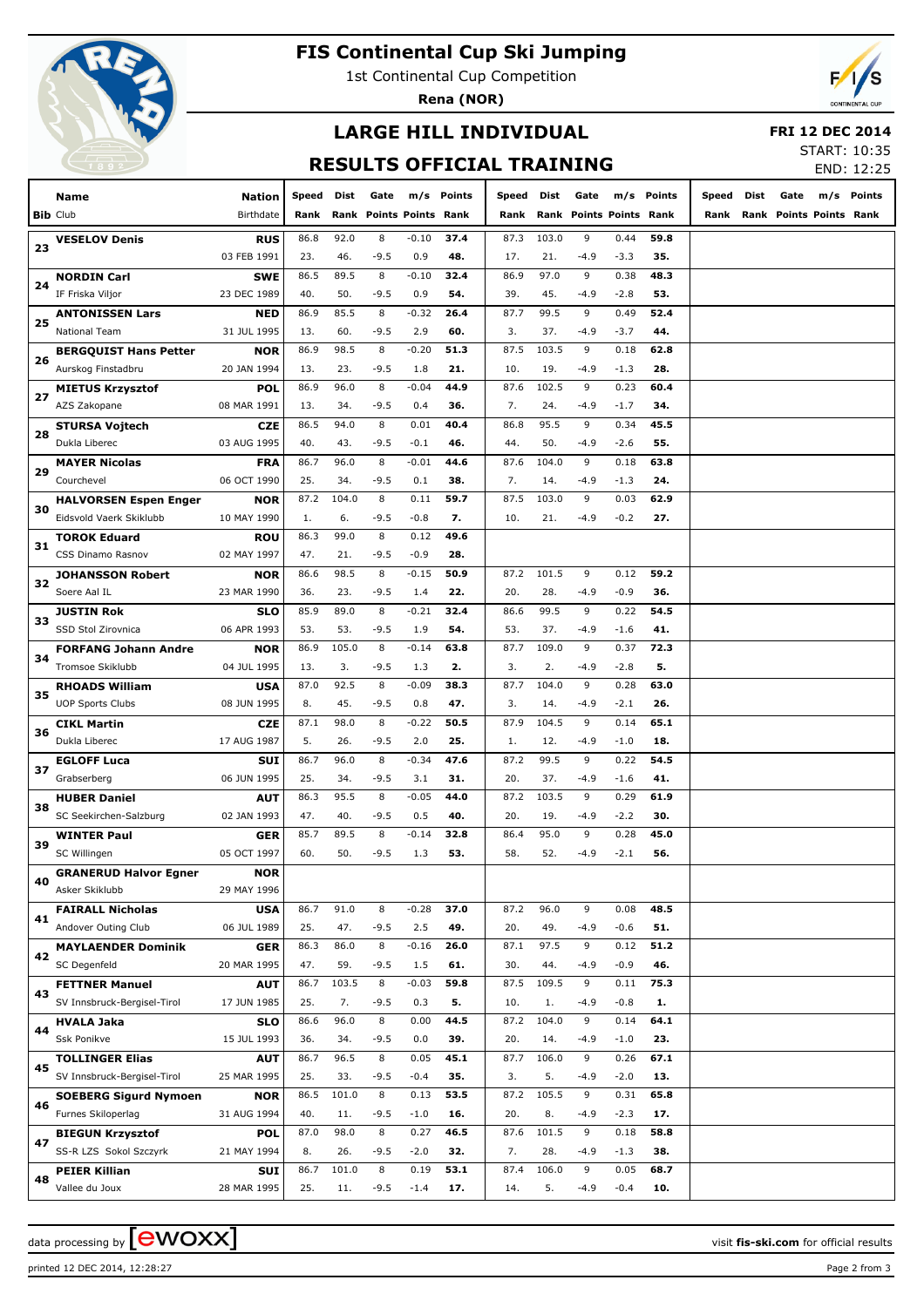# FIS Continental Cup Ski Jumping

1st Continental Cup Competition

**Rena (NOR)**

## LARGE HILL INDIVIDUAL

**FRI 12 DEC 2014**

START: 10:35

END: 12:25

## RESULTS OFFICIAL TRAINING

| Bib | Name / Club | Nation / Birthdate | Speed / Rank | Dist / Rank | Gate / Points | m/s / Points | Points / Rank | Speed / Rank | Dist / Rank | Gate / Points | m/s / Points | Points / Rank | Speed / Rank | Dist / Rank | Gate / Points | m/s / Points | Points / Rank |
|---|---|---|---|---|---|---|---|---|---|---|---|---|---|---|---|---|---|
| 23 | **VESELOV Denis** | **RUS** | 86.8 | 92.0 | 8 | -0.10 | **37.4** | 87.3 | 103.0 | 9 | 0.44 | **59.8** | | | | | |
| | | 03 FEB 1991 | 23. | 46. | -9.5 | 0.9 | **48.** | 17. | 21. | -4.9 | -3.3 | **35.** | | | | | |
| 24 | **NORDIN Carl** | **SWE** | 86.5 | 89.5 | 8 | -0.10 | **32.4** | 86.9 | 97.0 | 9 | 0.38 | **48.3** | | | | | |
| | IF Friska Viljor | 23 DEC 1989 | 40. | 50. | -9.5 | 0.9 | **54.** | 39. | 45. | -4.9 | -2.8 | **53.** | | | | | |
| 25 | **ANTONISSEN Lars** | **NED** | 86.9 | 85.5 | 8 | -0.32 | **26.4** | 87.7 | 99.5 | 9 | 0.49 | **52.4** | | | | | |
| | National Team | 31 JUL 1995 | 13. | 60. | -9.5 | 2.9 | **60.** | 3. | 37. | -4.9 | -3.7 | **44.** | | | | | |
| 26 | **BERGQUIST Hans Petter** | **NOR** | 86.9 | 98.5 | 8 | -0.20 | **51.3** | 87.5 | 103.5 | 9 | 0.18 | **62.8** | | | | | |
| | Aurskog Finstadbru | 20 JAN 1994 | 13. | 23. | -9.5 | 1.8 | **21.** | 10. | 19. | -4.9 | -1.3 | **28.** | | | | | |
| 27 | **MIETUS Krzysztof** | **POL** | 86.9 | 96.0 | 8 | -0.04 | **44.9** | 87.6 | 102.5 | 9 | 0.23 | **60.4** | | | | | |
| | AZS Zakopane | 08 MAR 1991 | 13. | 34. | -9.5 | 0.4 | **36.** | 7. | 24. | -4.9 | -1.7 | **34.** | | | | | |
| 28 | **STURSA Vojtech** | **CZE** | 86.5 | 94.0 | 8 | 0.01 | **40.4** | 86.8 | 95.5 | 9 | 0.34 | **45.5** | | | | | |
| | Dukla Liberec | 03 AUG 1995 | 40. | 43. | -9.5 | -0.1 | **46.** | 44. | 50. | -4.9 | -2.6 | **55.** | | | | | |
| 29 | **MAYER Nicolas** | **FRA** | 86.7 | 96.0 | 8 | -0.01 | **44.6** | 87.6 | 104.0 | 9 | 0.18 | **63.8** | | | | | |
| | Courchevel | 06 OCT 1990 | 25. | 34. | -9.5 | 0.1 | **38.** | 7. | 14. | -4.9 | -1.3 | **24.** | | | | | |
| 30 | **HALVORSEN Espen Enger** | **NOR** | 87.2 | 104.0 | 8 | 0.11 | **59.7** | 87.5 | 103.0 | 9 | 0.03 | **62.9** | | | | | |
| | Eidsvold Vaerk Skiklubb | 10 MAY 1990 | 1. | 6. | -9.5 | -0.8 | **7.** | 10. | 21. | -4.9 | -0.2 | **27.** | | | | | |
| 31 | **TOROK Eduard** | **ROU** | 86.3 | 99.0 | 8 | 0.12 | **49.6** | | | | | | | | | | |
| | CSS Dinamo Rasnov | 02 MAY 1997 | 47. | 21. | -9.5 | -0.9 | **28.** | | | | | | | | | | |
| 32 | **JOHANSSON Robert** | **NOR** | 86.6 | 98.5 | 8 | -0.15 | **50.9** | 87.2 | 101.5 | 9 | 0.12 | **59.2** | | | | | |
| | Soere Aal IL | 23 MAR 1990 | 36. | 23. | -9.5 | 1.4 | **22.** | 20. | 28. | -4.9 | -0.9 | **36.** | | | | | |
| 33 | **JUSTIN Rok** | **SLO** | 85.9 | 89.0 | 8 | -0.21 | **32.4** | 86.6 | 99.5 | 9 | 0.22 | **54.5** | | | | | |
| | SSD Stol Zirovnica | 06 APR 1993 | 53. | 53. | -9.5 | 1.9 | **54.** | 53. | 37. | -4.9 | -1.6 | **41.** | | | | | |
| 34 | **FORFANG Johann Andre** | **NOR** | 86.9 | 105.0 | 8 | -0.14 | **63.8** | 87.7 | 109.0 | 9 | 0.37 | **72.3** | | | | | |
| | Tromsoe Skiklubb | 04 JUL 1995 | 13. | 3. | -9.5 | 1.3 | **2.** | 3. | 2. | -4.9 | -2.8 | **5.** | | | | | |
| 35 | **RHOADS William** | **USA** | 87.0 | 92.5 | 8 | -0.09 | **38.3** | 87.7 | 104.0 | 9 | 0.28 | **63.0** | | | | | |
| | UOP Sports Clubs | 08 JUN 1995 | 8. | 45. | -9.5 | 0.8 | **47.** | 3. | 14. | -4.9 | -2.1 | **26.** | | | | | |
| 36 | **CIKL Martin** | **CZE** | 87.1 | 98.0 | 8 | -0.22 | **50.5** | 87.9 | 104.5 | 9 | 0.14 | **65.1** | | | | | |
| | Dukla Liberec | 17 AUG 1987 | 5. | 26. | -9.5 | 2.0 | **25.** | 1. | 12. | -4.9 | -1.0 | **18.** | | | | | |
| 37 | **EGLOFF Luca** | **SUI** | 86.7 | 96.0 | 8 | -0.34 | **47.6** | 87.2 | 99.5 | 9 | 0.22 | **54.5** | | | | | |
| | Grabserberg | 06 JUN 1995 | 25. | 34. | -9.5 | 3.1 | **31.** | 20. | 37. | -4.9 | -1.6 | **41.** | | | | | |
| 38 | **HUBER Daniel** | **AUT** | 86.3 | 95.5 | 8 | -0.05 | **44.0** | 87.2 | 103.5 | 9 | 0.29 | **61.9** | | | | | |
| | SC Seekirchen-Salzburg | 02 JAN 1993 | 47. | 40. | -9.5 | 0.5 | **40.** | 20. | 19. | -4.9 | -2.2 | **30.** | | | | | |
| 39 | **WINTER Paul** | **GER** | 85.7 | 89.5 | 8 | -0.14 | **32.8** | 86.4 | 95.0 | 9 | 0.28 | **45.0** | | | | | |
| | SC Willingen | 05 OCT 1997 | 60. | 50. | -9.5 | 1.3 | **53.** | 58. | 52. | -4.9 | -2.1 | **56.** | | | | | |
| 40 | **GRANERUD Halvor Egner** | **NOR** | | | | | | | | | | | | | | | |
| | Asker Skiklubb | 29 MAY 1996 | | | | | | | | | | | | | | | |
| 41 | **FAIRALL Nicholas** | **USA** | 86.7 | 91.0 | 8 | -0.28 | **37.0** | 87.2 | 96.0 | 9 | 0.08 | **48.5** | | | | | |
| | Andover Outing Club | 06 JUL 1989 | 25. | 47. | -9.5 | 2.5 | **49.** | 20. | 49. | -4.9 | -0.6 | **51.** | | | | | |
| 42 | **MAYLAENDER Dominik** | **GER** | 86.3 | 86.0 | 8 | -0.16 | **26.0** | 87.1 | 97.5 | 9 | 0.12 | **51.2** | | | | | |
| | SC Degenfeld | 20 MAR 1995 | 47. | 59. | -9.5 | 1.5 | **61.** | 30. | 44. | -4.9 | -0.9 | **46.** | | | | | |
| 43 | **FETTNER Manuel** | **AUT** | 86.7 | 103.5 | 8 | -0.03 | **59.8** | 87.5 | 109.5 | 9 | 0.11 | **75.3** | | | | | |
| | SV Innsbruck-Bergisel-Tirol | 17 JUN 1985 | 25. | 7. | -9.5 | 0.3 | **5.** | 10. | 1. | -4.9 | -0.8 | **1.** | | | | | |
| 44 | **HVALA Jaka** | **SLO** | 86.6 | 96.0 | 8 | 0.00 | **44.5** | 87.2 | 104.0 | 9 | 0.14 | **64.1** | | | | | |
| | Ssk Ponikve | 15 JUL 1993 | 36. | 34. | -9.5 | 0.0 | **39.** | 20. | 14. | -4.9 | -1.0 | **23.** | | | | | |
| 45 | **TOLLINGER Elias** | **AUT** | 86.7 | 96.5 | 8 | 0.05 | **45.1** | 87.7 | 106.0 | 9 | 0.26 | **67.1** | | | | | |
| | SV Innsbruck-Bergisel-Tirol | 25 MAR 1995 | 25. | 33. | -9.5 | -0.4 | **35.** | 3. | 5. | -4.9 | -2.0 | **13.** | | | | | |
| 46 | **SOEBERG Sigurd Nymoen** | **NOR** | 86.5 | 101.0 | 8 | 0.13 | **53.5** | 87.2 | 105.5 | 9 | 0.31 | **65.8** | | | | | |
| | Furnes Skiloperlag | 31 AUG 1994 | 40. | 11. | -9.5 | -1.0 | **16.** | 20. | 8. | -4.9 | -2.3 | **17.** | | | | | |
| 47 | **BIEGUN Krzysztof** | **POL** | 87.0 | 98.0 | 8 | 0.27 | **46.5** | 87.6 | 101.5 | 9 | 0.18 | **58.8** | | | | | |
| | SS-R LZS Sokol Szczyrk | 21 MAY 1994 | 8. | 26. | -9.5 | -2.0 | **32.** | 7. | 28. | -4.9 | -1.3 | **38.** | | | | | |
| 48 | **PEIER Killian** | **SUI** | 86.7 | 101.0 | 8 | 0.19 | **53.1** | 87.4 | 106.0 | 9 | 0.05 | **68.7** | | | | | |
| | Vallee du Joux | 28 MAR 1995 | 25. | 11. | -9.5 | -1.4 | **17.** | 14. | 5. | -4.9 | -0.4 | **10.** | | | | | |

data processing by ewoxx — visit **fis-ski.com** for official results

printed 12 DEC 2014, 12:28:27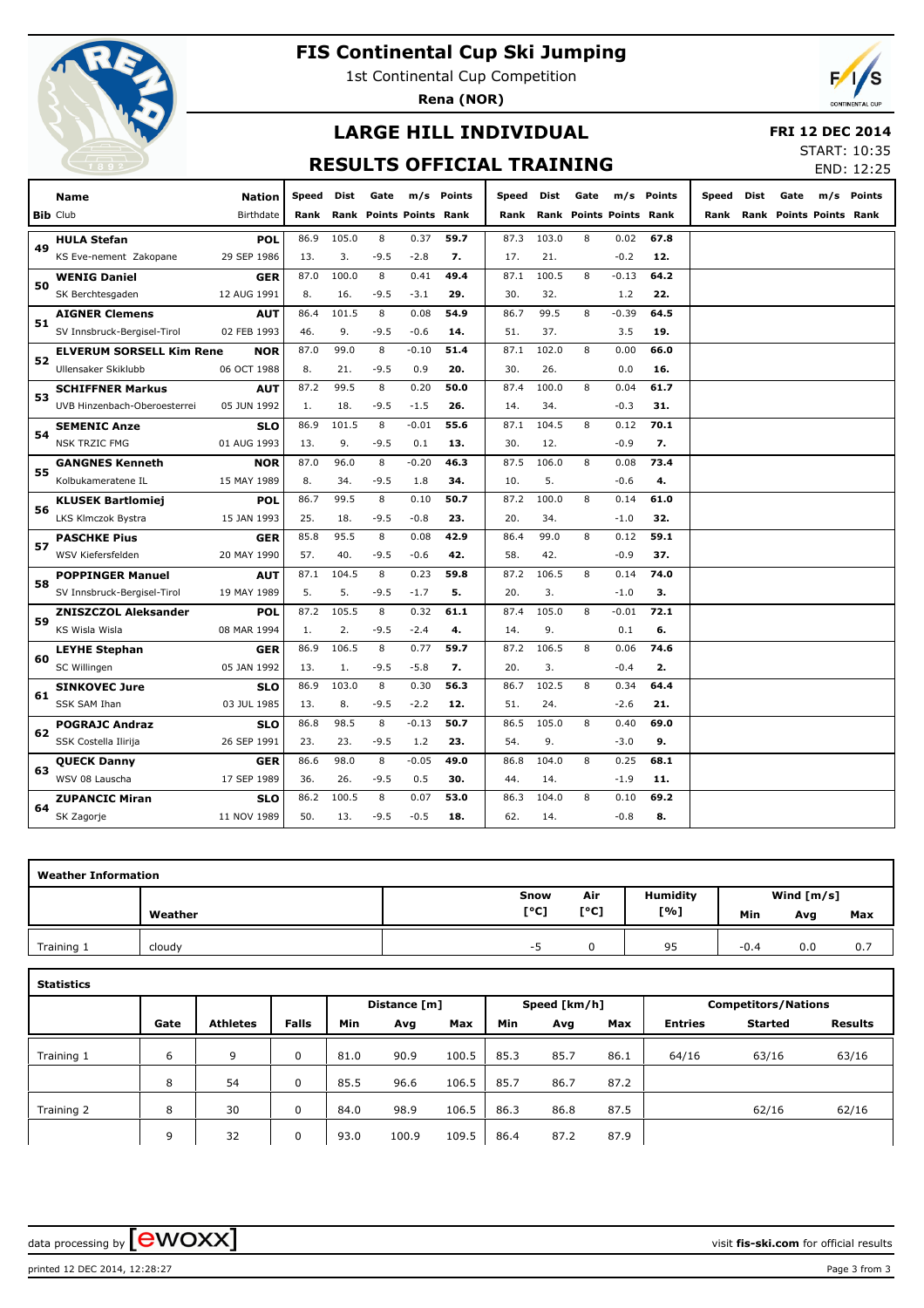# FIS Continental Cup Ski Jumping

1st Continental Cup Competition

**Rena (NOR)**

## LARGE HILL INDIVIDUAL

## RESULTS OFFICIAL TRAINING

**FRI 12 DEC 2014**

START: 10:35

END: 12:25

| Bib | Name / Club | Nation / Birthdate | Speed / Rank | Dist / Rank | Gate / Points | m/s / Points | Points / Rank | Speed / Rank | Dist / Rank | Gate / Points | m/s / Points | Points / Rank | Speed / Rank | Dist / Rank | Gate / Points | m/s / Points | Points / Rank |
|---|---|---|---|---|---|---|---|---|---|---|---|---|---|---|---|---|---|
| 49 | **HULA Stefan** | **POL** | 86.9 | 105.0 | 8 | 0.37 | **59.7** | 87.3 | 103.0 | 8 | 0.02 | **67.8** | | | | | |
| | KS Eve-nement Zakopane | 29 SEP 1986 | 13. | 3. | -9.5 | -2.8 | **7.** | 17. | 21. | | -0.2 | **12.** | | | | | |
| 50 | **WENIG Daniel** | **GER** | 87.0 | 100.0 | 8 | 0.41 | **49.4** | 87.1 | 100.5 | 8 | -0.13 | **64.2** | | | | | |
| | SK Berchtesgaden | 12 AUG 1991 | 8. | 16. | -9.5 | -3.1 | **29.** | 30. | 32. | | 1.2 | **22.** | | | | | |
| 51 | **AIGNER Clemens** | **AUT** | 86.4 | 101.5 | 8 | 0.08 | **54.9** | 86.7 | 99.5 | 8 | -0.39 | **64.5** | | | | | |
| | SV Innsbruck-Bergisel-Tirol | 02 FEB 1993 | 46. | 9. | -9.5 | -0.6 | **14.** | 51. | 37. | | 3.5 | **19.** | | | | | |
| 52 | **ELVERUM SORSELL Kim Rene** | **NOR** | 87.0 | 99.0 | 8 | -0.10 | **51.4** | 87.1 | 102.0 | 8 | 0.00 | **66.0** | | | | | |
| | Ullensaker Skiklubb | 06 OCT 1988 | 8. | 21. | -9.5 | 0.9 | **20.** | 30. | 26. | | 0.0 | **16.** | | | | | |
| 53 | **SCHIFFNER Markus** | **AUT** | 87.2 | 99.5 | 8 | 0.20 | **50.0** | 87.4 | 100.0 | 8 | 0.04 | **61.7** | | | | | |
| | UVB Hinzenbach-Oberoesterrei | 05 JUN 1992 | 1. | 18. | -9.5 | -1.5 | **26.** | 14. | 34. | | -0.3 | **31.** | | | | | |
| 54 | **SEMENIC Anze** | **SLO** | 86.9 | 101.5 | 8 | -0.01 | **55.6** | 87.1 | 104.5 | 8 | 0.12 | **70.1** | | | | | |
| | NSK TRZIC FMG | 01 AUG 1993 | 13. | 9. | -9.5 | 0.1 | **13.** | 30. | 12. | | -0.9 | **7.** | | | | | |
| 55 | **GANGNES Kenneth** | **NOR** | 87.0 | 96.0 | 8 | -0.20 | **46.3** | 87.5 | 106.0 | 8 | 0.08 | **73.4** | | | | | |
| | Kolbukameratene IL | 15 MAY 1989 | 8. | 34. | -9.5 | 1.8 | **34.** | 10. | 5. | | -0.6 | **4.** | | | | | |
| 56 | **KLUSEK Bartlomiej** | **POL** | 86.7 | 99.5 | 8 | 0.10 | **50.7** | 87.2 | 100.0 | 8 | 0.14 | **61.0** | | | | | |
| | LKS Klmczok Bystra | 15 JAN 1993 | 25. | 18. | -9.5 | -0.8 | **23.** | 20. | 34. | | -1.0 | **32.** | | | | | |
| 57 | **PASCHKE Pius** | **GER** | 85.8 | 95.5 | 8 | 0.08 | **42.9** | 86.4 | 99.0 | 8 | 0.12 | **59.1** | | | | | |
| | WSV Kiefersfelden | 20 MAY 1990 | 57. | 40. | -9.5 | -0.6 | **42.** | 58. | 42. | | -0.9 | **37.** | | | | | |
| 58 | **POPPINGER Manuel** | **AUT** | 87.1 | 104.5 | 8 | 0.23 | **59.8** | 87.2 | 106.5 | 8 | 0.14 | **74.0** | | | | | |
| | SV Innsbruck-Bergisel-Tirol | 19 MAY 1989 | 5. | 5. | -9.5 | -1.7 | **5.** | 20. | 3. | | -1.0 | **3.** | | | | | |
| 59 | **ZNISZCZOL Aleksander** | **POL** | 87.2 | 105.5 | 8 | 0.32 | **61.1** | 87.4 | 105.0 | 8 | -0.01 | **72.1** | | | | | |
| | KS Wisla Wisla | 08 MAR 1994 | 1. | 2. | -9.5 | -2.4 | **4.** | 14. | 9. | | 0.1 | **6.** | | | | | |
| 60 | **LEYHE Stephan** | **GER** | 86.9 | 106.5 | 8 | 0.77 | **59.7** | 87.2 | 106.5 | 8 | 0.06 | **74.6** | | | | | |
| | SC Willingen | 05 JAN 1992 | 13. | 1. | -9.5 | -5.8 | **7.** | 20. | 3. | | -0.4 | **2.** | | | | | |
| 61 | **SINKOVEC Jure** | **SLO** | 86.9 | 103.0 | 8 | 0.30 | **56.3** | 86.7 | 102.5 | 8 | 0.34 | **64.4** | | | | | |
| | SSK SAM Ihan | 03 JUL 1985 | 13. | 8. | -9.5 | -2.2 | **12.** | 51. | 24. | | -2.6 | **21.** | | | | | |
| 62 | **POGRAJC Andraz** | **SLO** | 86.8 | 98.5 | 8 | -0.13 | **50.7** | 86.5 | 105.0 | 8 | 0.40 | **69.0** | | | | | |
| | SSK Costella Ilirija | 26 SEP 1991 | 23. | 23. | -9.5 | 1.2 | **23.** | 54. | 9. | | -3.0 | **9.** | | | | | |
| 63 | **QUECK Danny** | **GER** | 86.6 | 98.0 | 8 | -0.05 | **49.0** | 86.8 | 104.0 | 8 | 0.25 | **68.1** | | | | | |
| | WSV 08 Lauscha | 17 SEP 1989 | 36. | 26. | -9.5 | 0.5 | **30.** | 44. | 14. | | -1.9 | **11.** | | | | | |
| 64 | **ZUPANCIC Miran** | **SLO** | 86.2 | 100.5 | 8 | 0.07 | **53.0** | 86.3 | 104.0 | 8 | 0.10 | **69.2** | | | | | |
| | SK Zagorje | 11 NOV 1989 | 50. | 13. | -9.5 | -0.5 | **18.** | 62. | 14. | | -0.8 | **8.** | | | | | |

### Weather Information

| | Weather | Snow [°C] | Air [°C] | Humidity [%] | Wind [m/s] Min | Avg | Max |
|---|---|---|---|---|---|---|---|
| Training 1 | cloudy | -5 | 0 | 95 | -0.4 | 0.0 | 0.7 |

### Statistics

| | Gate | Athletes | Falls | Distance [m] Min | Avg | Max | Speed [km/h] Min | Avg | Max | Competitors/Nations Entries | Started | Results |
|---|---|---|---|---|---|---|---|---|---|---|---|---|
| Training 1 | 6 | 9 | 0 | 81.0 | 90.9 | 100.5 | 85.3 | 85.7 | 86.1 | 64/16 | 63/16 | 63/16 |
| | 8 | 54 | 0 | 85.5 | 96.6 | 106.5 | 85.7 | 86.7 | 87.2 | | | |
| Training 2 | 8 | 30 | 0 | 84.0 | 98.9 | 106.5 | 86.3 | 86.8 | 87.5 | | 62/16 | 62/16 |
| | 9 | 32 | 0 | 93.0 | 100.9 | 109.5 | 86.4 | 87.2 | 87.9 | | | |

data processing by ewoxx — visit **fis-ski.com** for official results

printed 12 DEC 2014, 12:28:27